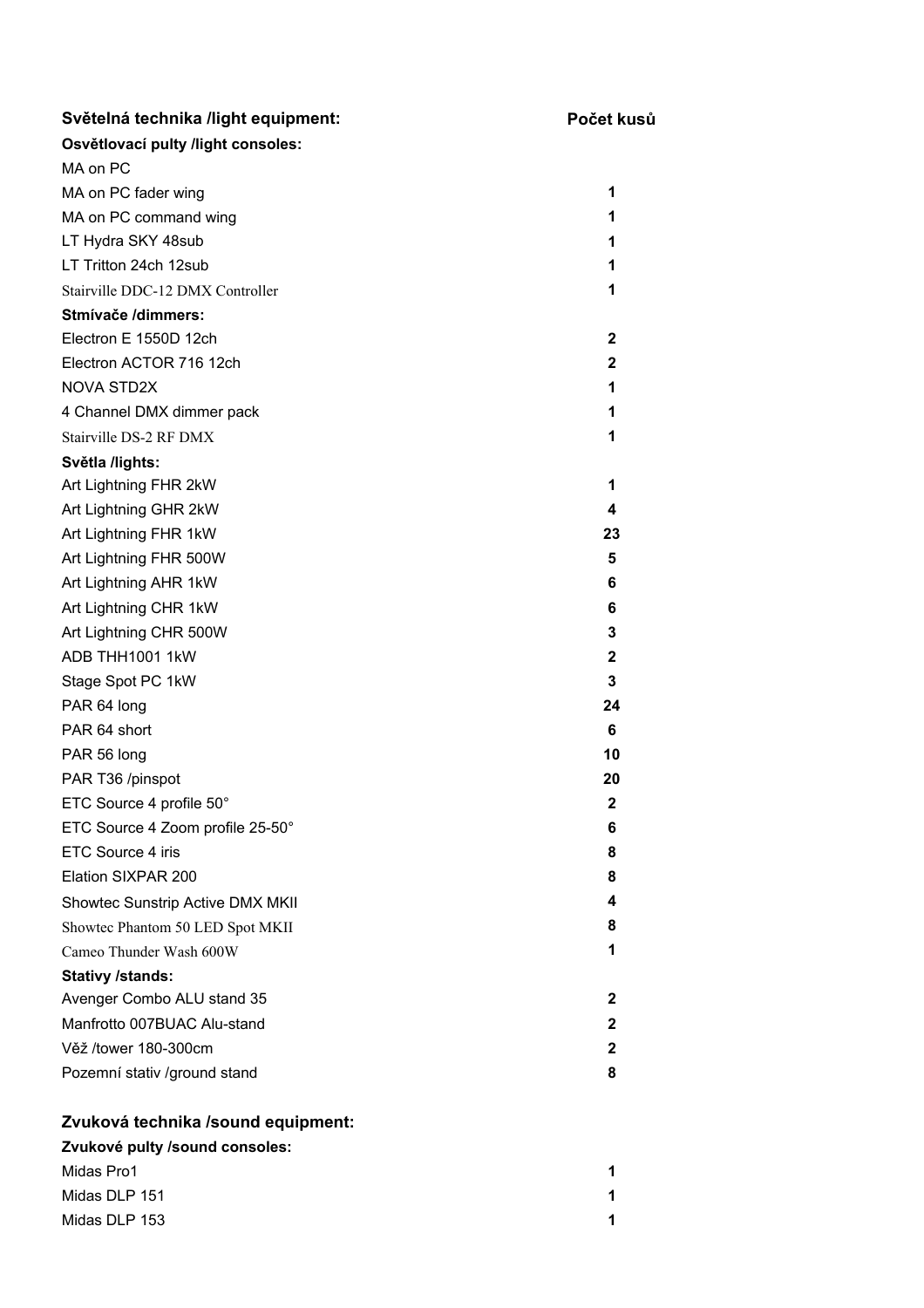| Světelná technika /light equipment: | Počet kusů |
| --- | --- |
| **Osvětlovací pulty /light consoles:** | |
| MA on PC | |
| MA on PC fader wing | 1 |
| MA on PC command wing | 1 |
| LT Hydra SKY 48sub | 1 |
| LT Tritton 24ch 12sub | 1 |
| Stairville DDC-12 DMX Controller | 1 |
| **Stmívače /dimmers:** | |
| Electron E 1550D 12ch | 2 |
| Electron ACTOR 716 12ch | 2 |
| NOVA STD2X | 1 |
| 4 Channel DMX dimmer pack | 1 |
| Stairville DS-2 RF DMX | 1 |
| **Světla /lights:** | |
| Art Lightning FHR 2kW | 1 |
| Art Lightning GHR 2kW | 4 |
| Art Lightning FHR 1kW | 23 |
| Art Lightning FHR 500W | 5 |
| Art Lightning AHR 1kW | 6 |
| Art Lightning CHR 1kW | 6 |
| Art Lightning CHR 500W | 3 |
| ADB THH1001 1kW | 2 |
| Stage Spot PC 1kW | 3 |
| PAR 64 long | 24 |
| PAR 64 short | 6 |
| PAR 56 long | 10 |
| PAR T36 /pinspot | 20 |
| ETC Source 4 profile 50° | 2 |
| ETC Source 4 Zoom profile 25-50° | 6 |
| ETC Source 4 iris | 8 |
| Elation SIXPAR 200 | 8 |
| Showtec Sunstrip Active DMX MKII | 4 |
| Showtec Phantom 50 LED Spot MKII | 8 |
| Cameo Thunder Wash 600W | 1 |
| **Stativy /stands:** | |
| Avenger Combo ALU stand 35 | 2 |
| Manfrotto 007BUAC Alu-stand | 2 |
| Věž /tower 180-300cm | 2 |
| Pozemní stativ /ground stand | 8 |

| Zvuková technika /sound equipment: | |
| --- | --- |
| **Zvukové pulty /sound consoles:** | |
| Midas Pro1 | 1 |
| Midas DLP 151 | 1 |
| Midas DLP 153 | 1 |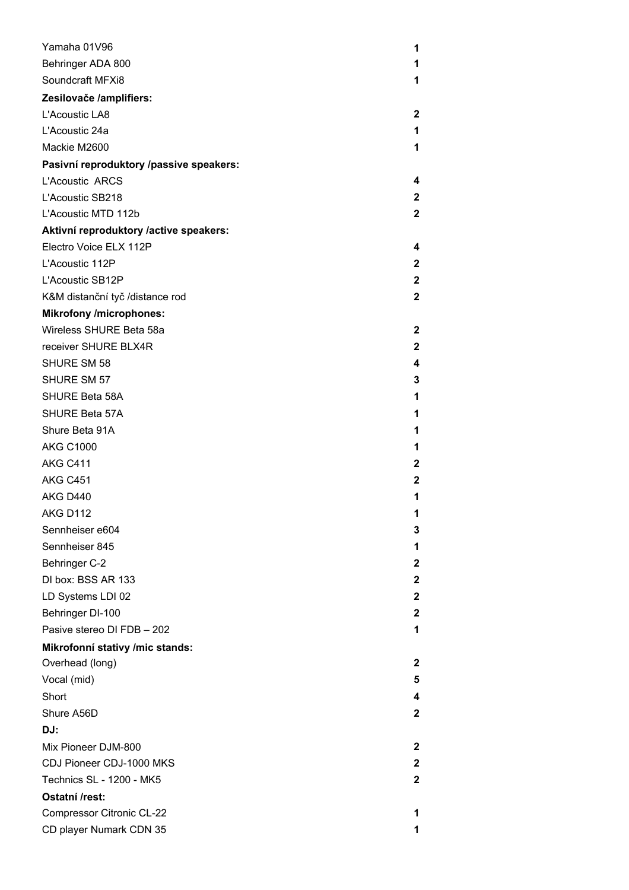| | |
|---|---|
| Yamaha 01V96 | **1** |
| Behringer ADA 800 | **1** |
| Soundcraft MFXi8 | **1** |
| **Zesilovače /amplifiers:** | |
| L'Acoustic LA8 | **2** |
| L'Acoustic 24a | **1** |
| Mackie M2600 | **1** |
| **Pasivní reproduktory /passive speakers:** | |
| L'Acoustic ARCS | **4** |
| L'Acoustic SB218 | **2** |
| L'Acoustic MTD 112b | **2** |
| **Aktivní reproduktory /active speakers:** | |
| Electro Voice ELX 112P | **4** |
| L'Acoustic 112P | **2** |
| L'Acoustic SB12P | **2** |
| K&M distanční tyč /distance rod | **2** |
| **Mikrofony /microphones:** | |
| Wireless SHURE Beta 58a | **2** |
| receiver SHURE BLX4R | **2** |
| SHURE SM 58 | **4** |
| SHURE SM 57 | **3** |
| SHURE Beta 58A | **1** |
| SHURE Beta 57A | **1** |
| Shure Beta 91A | **1** |
| AKG C1000 | **1** |
| AKG C411 | **2** |
| AKG C451 | **2** |
| AKG D440 | **1** |
| AKG D112 | **1** |
| Sennheiser e604 | **3** |
| Sennheiser 845 | **1** |
| Behringer C-2 | **2** |
| DI box: BSS AR 133 | **2** |
| LD Systems LDI 02 | **2** |
| Behringer DI-100 | **2** |
| Pasive stereo DI FDB – 202 | **1** |
| **Mikrofonní stativy /mic stands:** | |
| Overhead (long) | **2** |
| Vocal (mid) | **5** |
| Short | **4** |
| Shure A56D | **2** |
| **DJ:** | |
| Mix Pioneer DJM-800 | **2** |
| CDJ Pioneer CDJ-1000 MKS | **2** |
| Technics SL - 1200 - MK5 | **2** |
| **Ostatní /rest:** | |
| Compressor Citronic CL-22 | **1** |
| CD player Numark CDN 35 | **1** |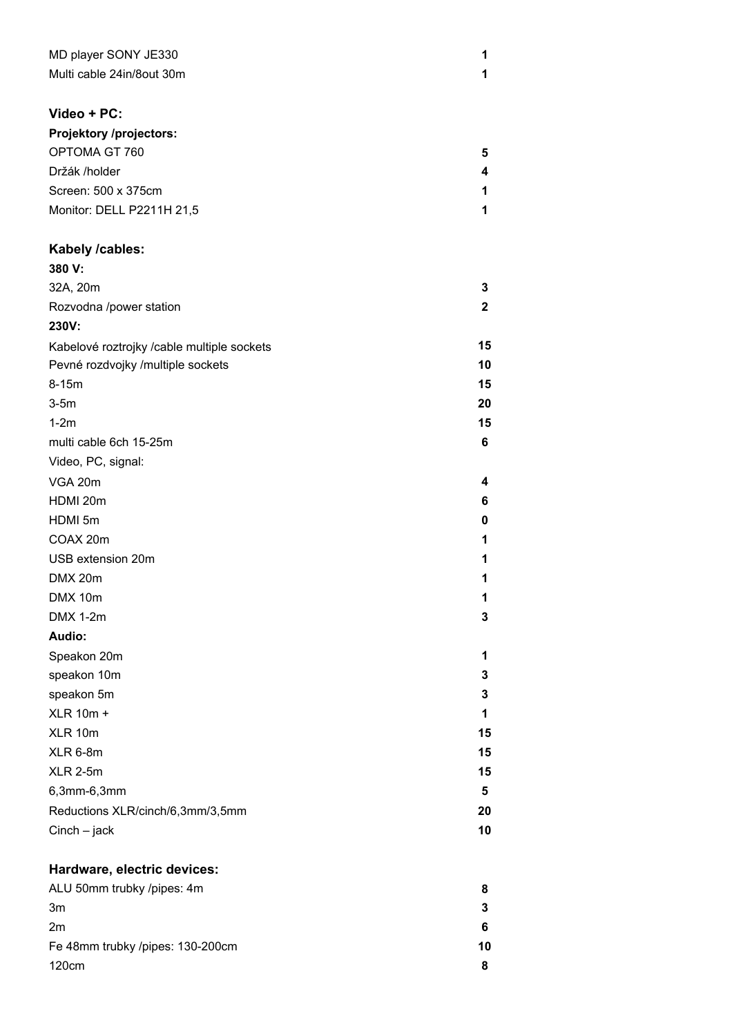| | |
|---|---|
| MD player SONY JE330 | **1** |
| Multi cable 24in/8out 30m | **1** |

## Video + PC:

### Projektory /projectors:

| | |
|---|---|
| OPTOMA GT 760 | **5** |
| Držák /holder | **4** |
| Screen: 500 x 375cm | **1** |
| Monitor: DELL P2211H 21,5 | **1** |

## Kabely /cables:

**380 V:**

| | |
|---|---|
| 32A, 20m | **3** |
| Rozvodna /power station | **2** |

**230V:**

| | |
|---|---|
| Kabelové roztrojky /cable multiple sockets | **15** |
| Pevné rozdvojky /multiple sockets | **10** |
| 8-15m | **15** |
| 3-5m | **20** |
| 1-2m | **15** |
| multi cable 6ch 15-25m | **6** |

Video, PC, signal:

| | |
|---|---|
| VGA 20m | **4** |
| HDMI 20m | **6** |
| HDMI 5m | **0** |
| COAX 20m | **1** |
| USB extension 20m | **1** |
| DMX 20m | **1** |
| DMX 10m | **1** |
| DMX 1-2m | **3** |

**Audio:**

| | |
|---|---|
| Speakon 20m | **1** |
| speakon 10m | **3** |
| speakon 5m | **3** |
| XLR 10m + | **1** |
| XLR 10m | **15** |
| XLR 6-8m | **15** |
| XLR 2-5m | **15** |
| 6,3mm-6,3mm | **5** |
| Reductions XLR/cinch/6,3mm/3,5mm | **20** |
| Cinch – jack | **10** |

## Hardware, electric devices:

| | |
|---|---|
| ALU 50mm trubky /pipes: 4m | **8** |
| 3m | **3** |
| 2m | **6** |
| Fe 48mm trubky /pipes: 130-200cm | **10** |
| 120cm | **8** |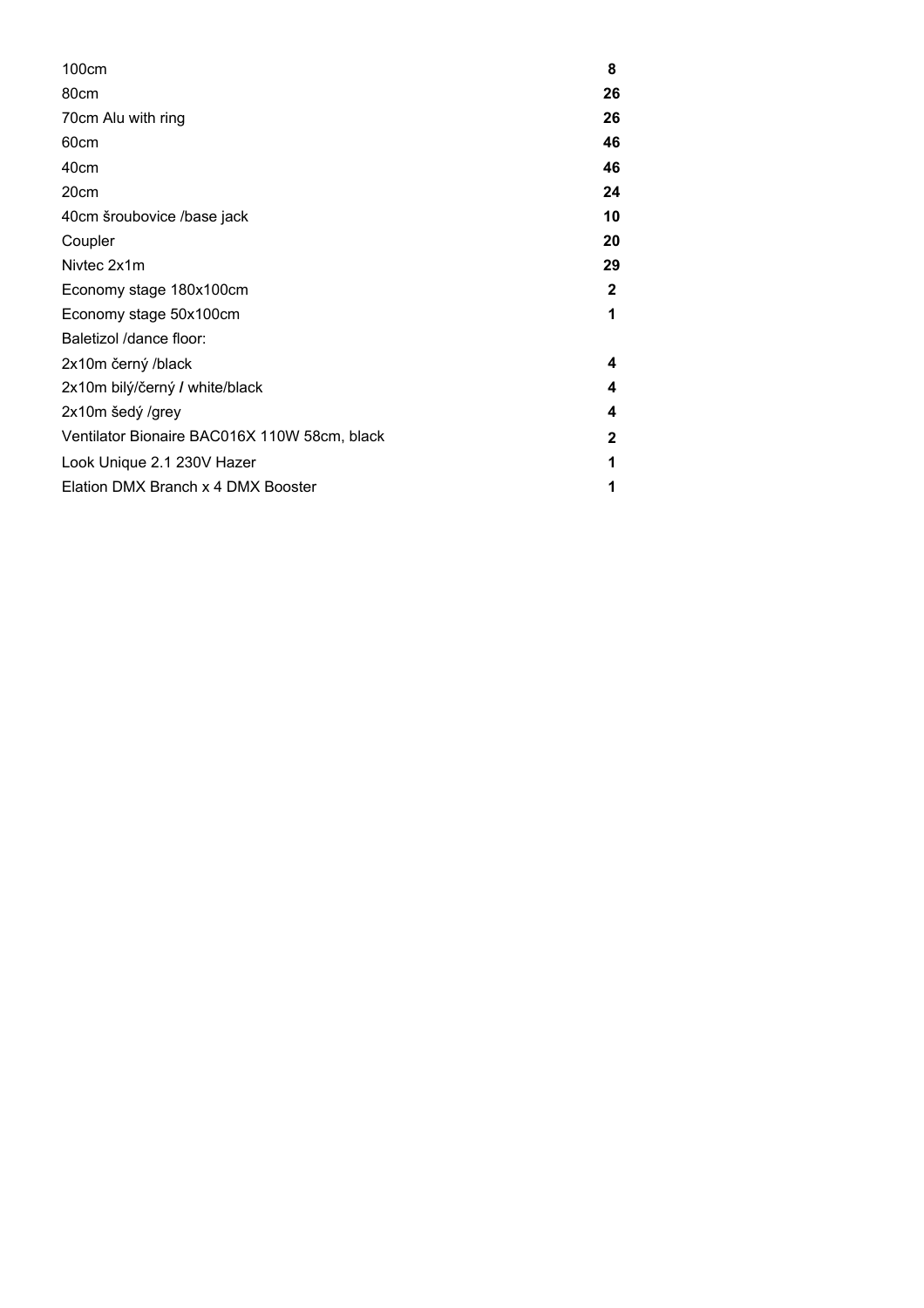| | |
|---|---|
| 100cm | **8** |
| 80cm | **26** |
| 70cm Alu with ring | **26** |
| 60cm | **46** |
| 40cm | **46** |
| 20cm | **24** |
| 40cm šroubovice /base jack | **10** |
| Coupler | **20** |
| Nivtec 2x1m | **29** |
| Economy stage 180x100cm | **2** |
| Economy stage 50x100cm | **1** |
| Baletizol /dance floor: | |
| 2x10m černý /black | **4** |
| 2x10m bilý/černý **/** white/black | **4** |
| 2x10m šedý /grey | **4** |
| Ventilator Bionaire BAC016X 110W 58cm, black | **2** |
| Look Unique 2.1 230V Hazer | **1** |
| Elation DMX Branch x 4 DMX Booster | **1** |